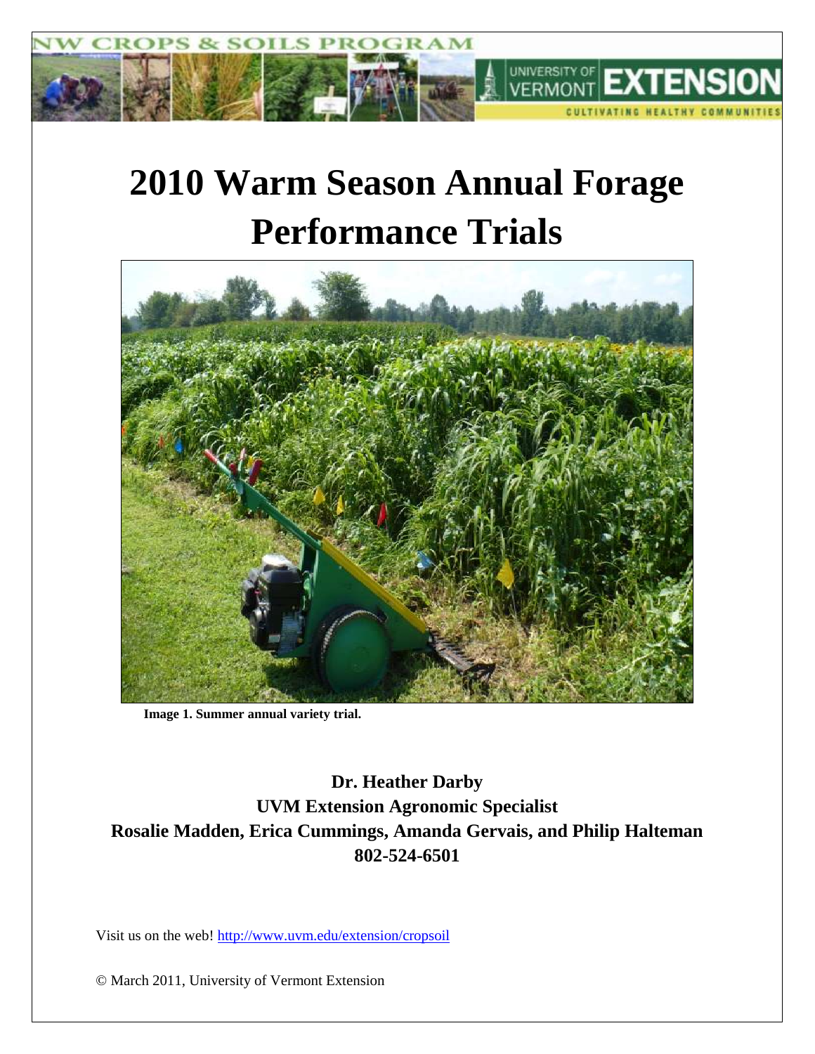# 2010 Warm Season Annual Forage Performance Trials

**Image 1. Summer annual variety trial.**

**Dr. Heather Darby**
**UVM Extension Agronomic Specialist**
**Rosalie Madden, Erica Cummings, Amanda Gervais, and Philip Halteman**
**802-524-6501**

Visit us on the web! http://www.uvm.edu/extension/cropsoil

© March 2011, University of Vermont Extension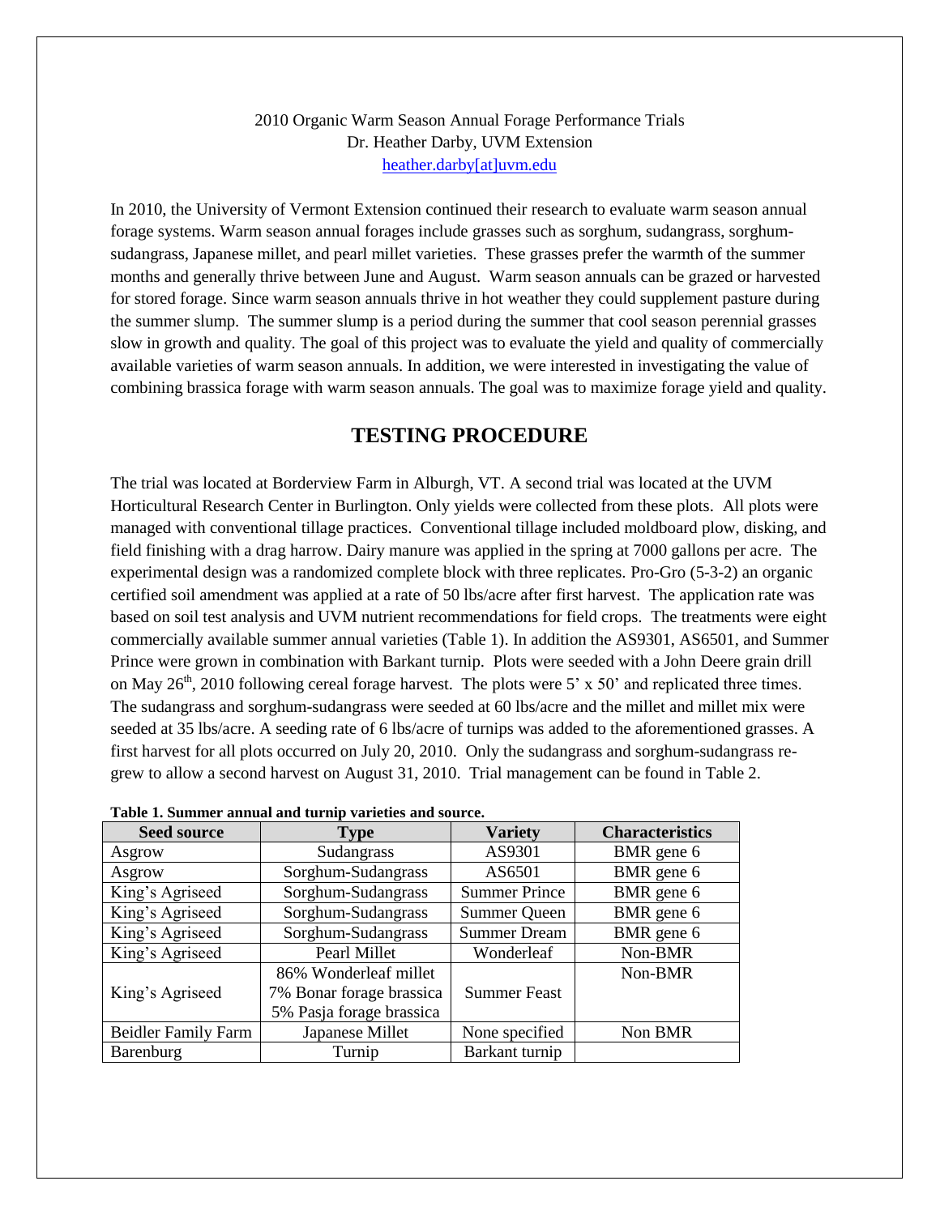2010 Organic Warm Season Annual Forage Performance Trials
Dr. Heather Darby, UVM Extension
heather.darby[at]uvm.edu

In 2010, the University of Vermont Extension continued their research to evaluate warm season annual forage systems. Warm season annual forages include grasses such as sorghum, sudangrass, sorghum-sudangrass, Japanese millet, and pearl millet varieties. These grasses prefer the warmth of the summer months and generally thrive between June and August. Warm season annuals can be grazed or harvested for stored forage. Since warm season annuals thrive in hot weather they could supplement pasture during the summer slump. The summer slump is a period during the summer that cool season perennial grasses slow in growth and quality. The goal of this project was to evaluate the yield and quality of commercially available varieties of warm season annuals. In addition, we were interested in investigating the value of combining brassica forage with warm season annuals. The goal was to maximize forage yield and quality.

## TESTING PROCEDURE

The trial was located at Borderview Farm in Alburgh, VT. A second trial was located at the UVM Horticultural Research Center in Burlington. Only yields were collected from these plots. All plots were managed with conventional tillage practices. Conventional tillage included moldboard plow, disking, and field finishing with a drag harrow. Dairy manure was applied in the spring at 7000 gallons per acre. The experimental design was a randomized complete block with three replicates. Pro-Gro (5-3-2) an organic certified soil amendment was applied at a rate of 50 lbs/acre after first harvest. The application rate was based on soil test analysis and UVM nutrient recommendations for field crops. The treatments were eight commercially available summer annual varieties (Table 1). In addition the AS9301, AS6501, and Summer Prince were grown in combination with Barkant turnip. Plots were seeded with a John Deere grain drill on May 26$^{th}$, 2010 following cereal forage harvest. The plots were 5' x 50' and replicated three times. The sudangrass and sorghum-sudangrass were seeded at 60 lbs/acre and the millet and millet mix were seeded at 35 lbs/acre. A seeding rate of 6 lbs/acre of turnips was added to the aforementioned grasses. A first harvest for all plots occurred on July 20, 2010. Only the sudangrass and sorghum-sudangrass re-grew to allow a second harvest on August 31, 2010. Trial management can be found in Table 2.

**Table 1. Summer annual and turnip varieties and source.**

| Seed source | Type | Variety | Characteristics |
|---|---|---|---|
| Asgrow | Sudangrass | AS9301 | BMR gene 6 |
| Asgrow | Sorghum-Sudangrass | AS6501 | BMR gene 6 |
| King's Agriseed | Sorghum-Sudangrass | Summer Prince | BMR gene 6 |
| King's Agriseed | Sorghum-Sudangrass | Summer Queen | BMR gene 6 |
| King's Agriseed | Sorghum-Sudangrass | Summer Dream | BMR gene 6 |
| King's Agriseed | Pearl Millet | Wonderleaf | Non-BMR |
| King's Agriseed | 86% Wonderleaf millet<br>7% Bonar forage brassica<br>5% Pasja forage brassica | Summer Feast | Non-BMR |
| Beidler Family Farm | Japanese Millet | None specified | Non BMR |
| Barenburg | Turnip | Barkant turnip | |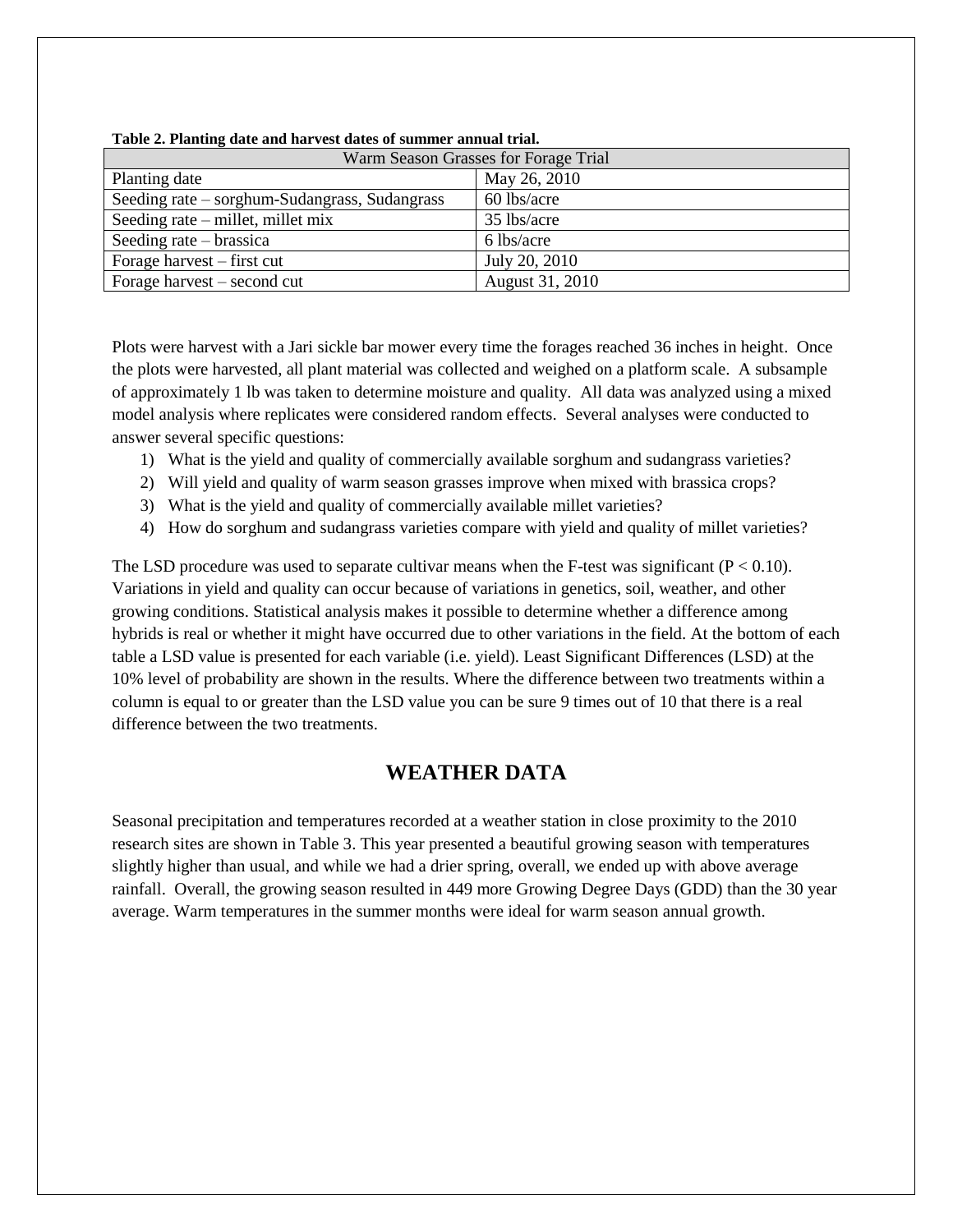**Table 2. Planting date and harvest dates of summer annual trial.**

| Warm Season Grasses for Forage Trial | |
|---|---|
| Planting date | May 26, 2010 |
| Seeding rate – sorghum-Sudangrass, Sudangrass | 60 lbs/acre |
| Seeding rate – millet, millet mix | 35 lbs/acre |
| Seeding rate – brassica | 6 lbs/acre |
| Forage harvest – first cut | July 20, 2010 |
| Forage harvest – second cut | August 31, 2010 |

Plots were harvest with a Jari sickle bar mower every time the forages reached 36 inches in height. Once the plots were harvested, all plant material was collected and weighed on a platform scale. A subsample of approximately 1 lb was taken to determine moisture and quality. All data was analyzed using a mixed model analysis where replicates were considered random effects. Several analyses were conducted to answer several specific questions:

1) What is the yield and quality of commercially available sorghum and sudangrass varieties?
2) Will yield and quality of warm season grasses improve when mixed with brassica crops?
3) What is the yield and quality of commercially available millet varieties?
4) How do sorghum and sudangrass varieties compare with yield and quality of millet varieties?

The LSD procedure was used to separate cultivar means when the F-test was significant ($P < 0.10$). Variations in yield and quality can occur because of variations in genetics, soil, weather, and other growing conditions. Statistical analysis makes it possible to determine whether a difference among hybrids is real or whether it might have occurred due to other variations in the field. At the bottom of each table a LSD value is presented for each variable (i.e. yield). Least Significant Differences (LSD) at the 10% level of probability are shown in the results. Where the difference between two treatments within a column is equal to or greater than the LSD value you can be sure 9 times out of 10 that there is a real difference between the two treatments.

## WEATHER DATA

Seasonal precipitation and temperatures recorded at a weather station in close proximity to the 2010 research sites are shown in Table 3. This year presented a beautiful growing season with temperatures slightly higher than usual, and while we had a drier spring, overall, we ended up with above average rainfall. Overall, the growing season resulted in 449 more Growing Degree Days (GDD) than the 30 year average. Warm temperatures in the summer months were ideal for warm season annual growth.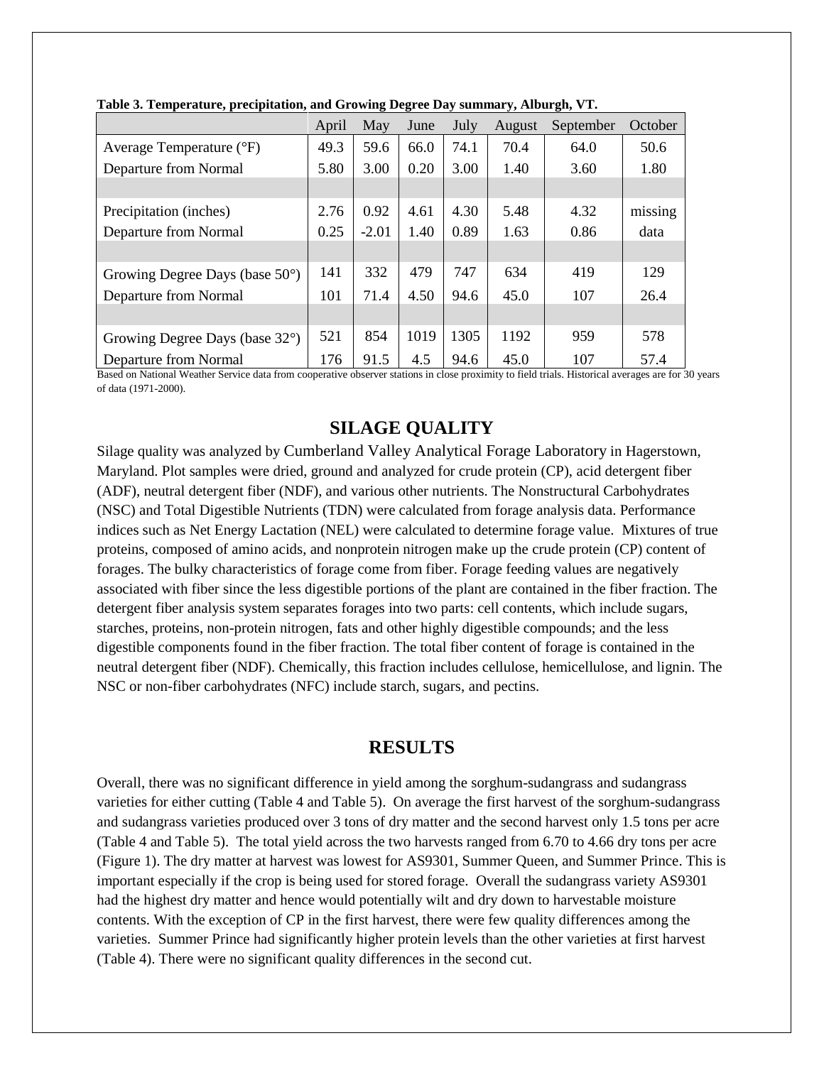**Table 3. Temperature, precipitation, and Growing Degree Day summary, Alburgh, VT.**

| | April | May | June | July | August | September | October |
|---|---|---|---|---|---|---|---|
| Average Temperature (°F) | 49.3 | 59.6 | 66.0 | 74.1 | 70.4 | 64.0 | 50.6 |
| Departure from Normal | 5.80 | 3.00 | 0.20 | 3.00 | 1.40 | 3.60 | 1.80 |
| | | | | | | | |
| Precipitation (inches) | 2.76 | 0.92 | 4.61 | 4.30 | 5.48 | 4.32 | missing |
| Departure from Normal | 0.25 | -2.01 | 1.40 | 0.89 | 1.63 | 0.86 | data |
| | | | | | | | |
| Growing Degree Days (base 50°) | 141 | 332 | 479 | 747 | 634 | 419 | 129 |
| Departure from Normal | 101 | 71.4 | 4.50 | 94.6 | 45.0 | 107 | 26.4 |
| | | | | | | | |
| Growing Degree Days (base 32°) | 521 | 854 | 1019 | 1305 | 1192 | 959 | 578 |
| Departure from Normal | 176 | 91.5 | 4.5 | 94.6 | 45.0 | 107 | 57.4 |

Based on National Weather Service data from cooperative observer stations in close proximity to field trials. Historical averages are for 30 years of data (1971-2000).

## SILAGE QUALITY

Silage quality was analyzed by Cumberland Valley Analytical Forage Laboratory in Hagerstown, Maryland. Plot samples were dried, ground and analyzed for crude protein (CP), acid detergent fiber (ADF), neutral detergent fiber (NDF), and various other nutrients. The Nonstructural Carbohydrates (NSC) and Total Digestible Nutrients (TDN) were calculated from forage analysis data. Performance indices such as Net Energy Lactation (NEL) were calculated to determine forage value. Mixtures of true proteins, composed of amino acids, and nonprotein nitrogen make up the crude protein (CP) content of forages. The bulky characteristics of forage come from fiber. Forage feeding values are negatively associated with fiber since the less digestible portions of the plant are contained in the fiber fraction. The detergent fiber analysis system separates forages into two parts: cell contents, which include sugars, starches, proteins, non-protein nitrogen, fats and other highly digestible compounds; and the less digestible components found in the fiber fraction. The total fiber content of forage is contained in the neutral detergent fiber (NDF). Chemically, this fraction includes cellulose, hemicellulose, and lignin. The NSC or non-fiber carbohydrates (NFC) include starch, sugars, and pectins.

## RESULTS

Overall, there was no significant difference in yield among the sorghum-sudangrass and sudangrass varieties for either cutting (Table 4 and Table 5). On average the first harvest of the sorghum-sudangrass and sudangrass varieties produced over 3 tons of dry matter and the second harvest only 1.5 tons per acre (Table 4 and Table 5). The total yield across the two harvests ranged from 6.70 to 4.66 dry tons per acre (Figure 1). The dry matter at harvest was lowest for AS9301, Summer Queen, and Summer Prince. This is important especially if the crop is being used for stored forage. Overall the sudangrass variety AS9301 had the highest dry matter and hence would potentially wilt and dry down to harvestable moisture contents. With the exception of CP in the first harvest, there were few quality differences among the varieties. Summer Prince had significantly higher protein levels than the other varieties at first harvest (Table 4). There were no significant quality differences in the second cut.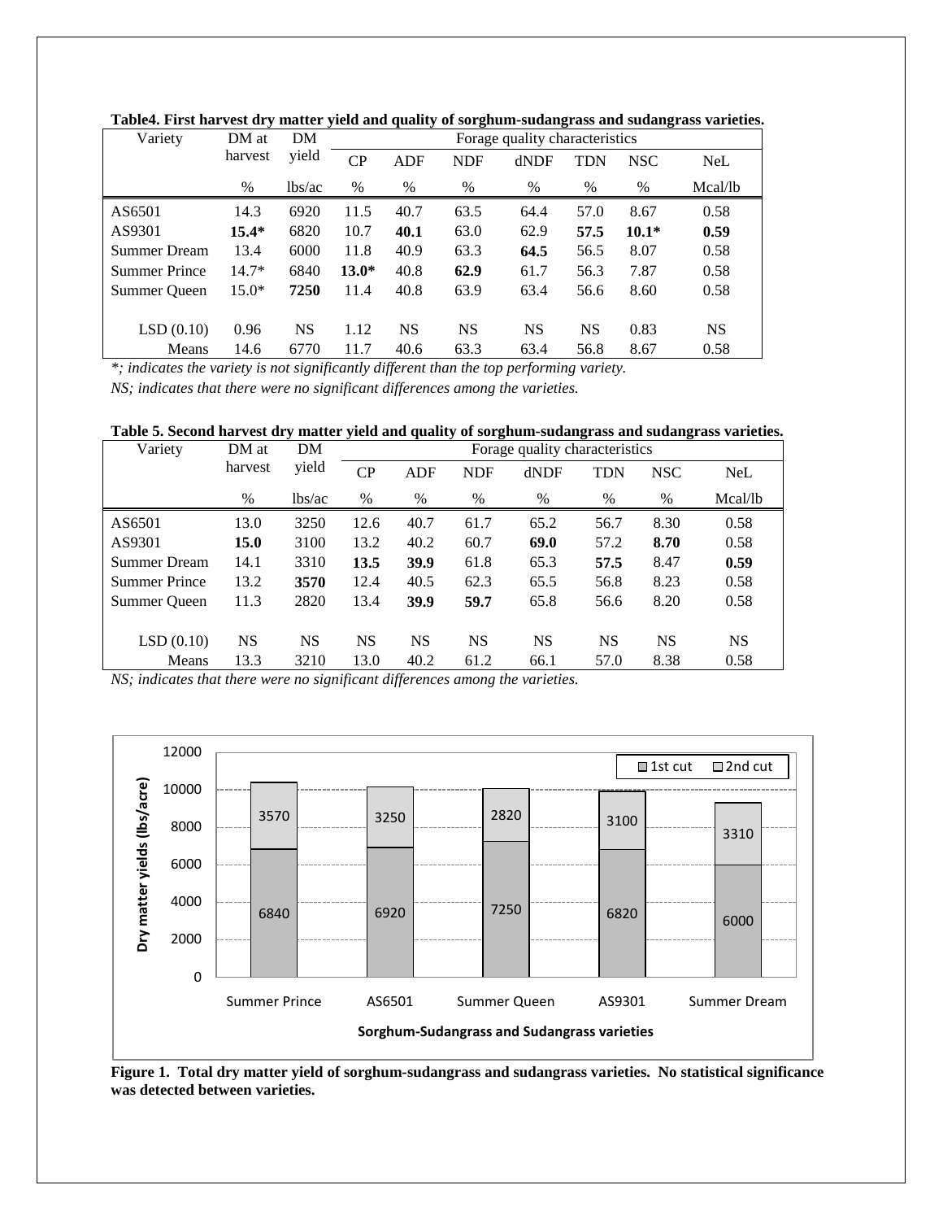**Table4. First harvest dry matter yield and quality of sorghum-sudangrass and sudangrass varieties.**

| Variety | DM at harvest | DM yield | Forage quality characteristics | | | | | | |
|---|---|---|---|---|---|---|---|---|---|
| | | | CP | ADF | NDF | dNDF | TDN | NSC | NeL |
| | % | lbs/ac | % | % | % | % | % | % | Mcal/lb |
| AS6501 | 14.3 | 6920 | 11.5 | 40.7 | 63.5 | 64.4 | 57.0 | 8.67 | 0.58 |
| AS9301 | **15.4*** | 6820 | 10.7 | **40.1** | 63.0 | 62.9 | **57.5** | **10.1*** | **0.59** |
| Summer Dream | 13.4 | 6000 | 11.8 | 40.9 | 63.3 | **64.5** | 56.5 | 8.07 | 0.58 |
| Summer Prince | 14.7* | 6840 | **13.0*** | 40.8 | **62.9** | 61.7 | 56.3 | 7.87 | 0.58 |
| Summer Queen | 15.0* | **7250** | 11.4 | 40.8 | 63.9 | 63.4 | 56.6 | 8.60 | 0.58 |
| LSD (0.10) | 0.96 | NS | 1.12 | NS | NS | NS | NS | 0.83 | NS |
| Means | 14.6 | 6770 | 11.7 | 40.6 | 63.3 | 63.4 | 56.8 | 8.67 | 0.58 |

*\*; indicates the variety is not significantly different than the top performing variety.*

*NS; indicates that there were no significant differences among the varieties.*

**Table 5. Second harvest dry matter yield and quality of sorghum-sudangrass and sudangrass varieties.**

| Variety | DM at harvest | DM yield | Forage quality characteristics | | | | | | |
|---|---|---|---|---|---|---|---|---|---|
| | | | CP | ADF | NDF | dNDF | TDN | NSC | NeL |
| | % | lbs/ac | % | % | % | % | % | % | Mcal/lb |
| AS6501 | 13.0 | 3250 | 12.6 | 40.7 | 61.7 | 65.2 | 56.7 | 8.30 | 0.58 |
| AS9301 | **15.0** | 3100 | 13.2 | 40.2 | 60.7 | **69.0** | 57.2 | **8.70** | 0.58 |
| Summer Dream | 14.1 | 3310 | **13.5** | **39.9** | 61.8 | 65.3 | **57.5** | 8.47 | **0.59** |
| Summer Prince | 13.2 | **3570** | 12.4 | 40.5 | 62.3 | 65.5 | 56.8 | 8.23 | 0.58 |
| Summer Queen | 11.3 | 2820 | 13.4 | **39.9** | **59.7** | 65.8 | 56.6 | 8.20 | 0.58 |
| LSD (0.10) | NS | NS | NS | NS | NS | NS | NS | NS | NS |
| Means | 13.3 | 3210 | 13.0 | 40.2 | 61.2 | 66.1 | 57.0 | 8.38 | 0.58 |

*NS; indicates that there were no significant differences among the varieties.*

**Figure 1. Total dry matter yield of sorghum-sudangrass and sudangrass varieties. No statistical significance was detected between varieties.**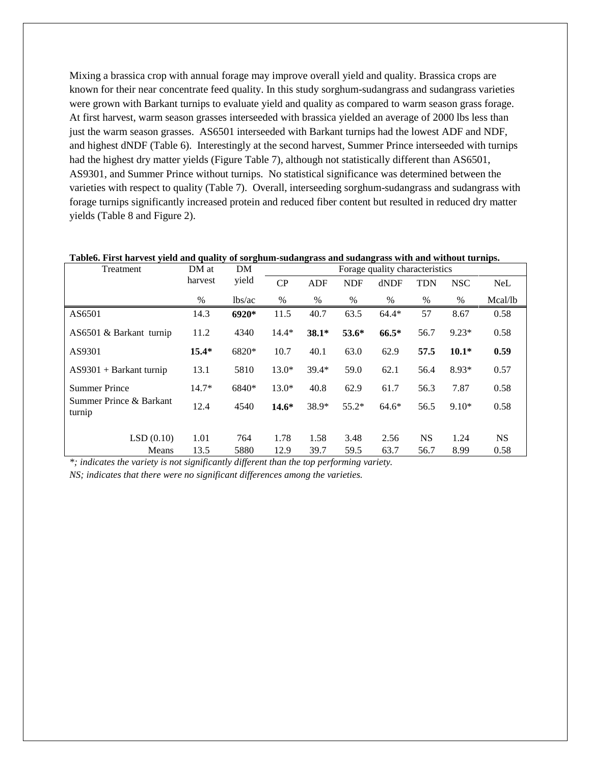Mixing a brassica crop with annual forage may improve overall yield and quality. Brassica crops are known for their near concentrate feed quality. In this study sorghum-sudangrass and sudangrass varieties were grown with Barkant turnips to evaluate yield and quality as compared to warm season grass forage. At first harvest, warm season grasses interseeded with brassica yielded an average of 2000 lbs less than just the warm season grasses. AS6501 interseeded with Barkant turnips had the lowest ADF and NDF, and highest dNDF (Table 6). Interestingly at the second harvest, Summer Prince interseeded with turnips had the highest dry matter yields (Figure Table 7), although not statistically different than AS6501, AS9301, and Summer Prince without turnips. No statistical significance was determined between the varieties with respect to quality (Table 7). Overall, interseeding sorghum-sudangrass and sudangrass with forage turnips significantly increased protein and reduced fiber content but resulted in reduced dry matter yields (Table 8 and Figure 2).

**Table6. First harvest yield and quality of sorghum-sudangrass and sudangrass with and without turnips.**

| Treatment | DM at harvest | DM yield | Forage quality characteristics | | | | | | |
|---|---|---|---|---|---|---|---|---|---|
| | | | CP | ADF | NDF | dNDF | TDN | NSC | NeL |
| | % | lbs/ac | % | % | % | % | % | % | Mcal/lb |
| AS6501 | 14.3 | **6920*** | 11.5 | 40.7 | 63.5 | 64.4* | 57 | 8.67 | 0.58 |
| AS6501 & Barkant turnip | 11.2 | 4340 | 14.4* | **38.1*** | **53.6*** | **66.5*** | 56.7 | 9.23* | 0.58 |
| AS9301 | **15.4*** | 6820* | 10.7 | 40.1 | 63.0 | 62.9 | **57.5** | **10.1*** | **0.59** |
| AS9301 + Barkant turnip | 13.1 | 5810 | 13.0* | 39.4* | 59.0 | 62.1 | 56.4 | 8.93* | 0.57 |
| Summer Prince | 14.7* | 6840* | 13.0* | 40.8 | 62.9 | 61.7 | 56.3 | 7.87 | 0.58 |
| Summer Prince & Barkant turnip | 12.4 | 4540 | **14.6*** | 38.9* | 55.2* | 64.6* | 56.5 | 9.10* | 0.58 |
| LSD (0.10) | 1.01 | 764 | 1.78 | 1.58 | 3.48 | 2.56 | NS | 1.24 | NS |
| Means | 13.5 | 5880 | 12.9 | 39.7 | 59.5 | 63.7 | 56.7 | 8.99 | 0.58 |

*\*; indicates the variety is not significantly different than the top performing variety.*

*NS; indicates that there were no significant differences among the varieties.*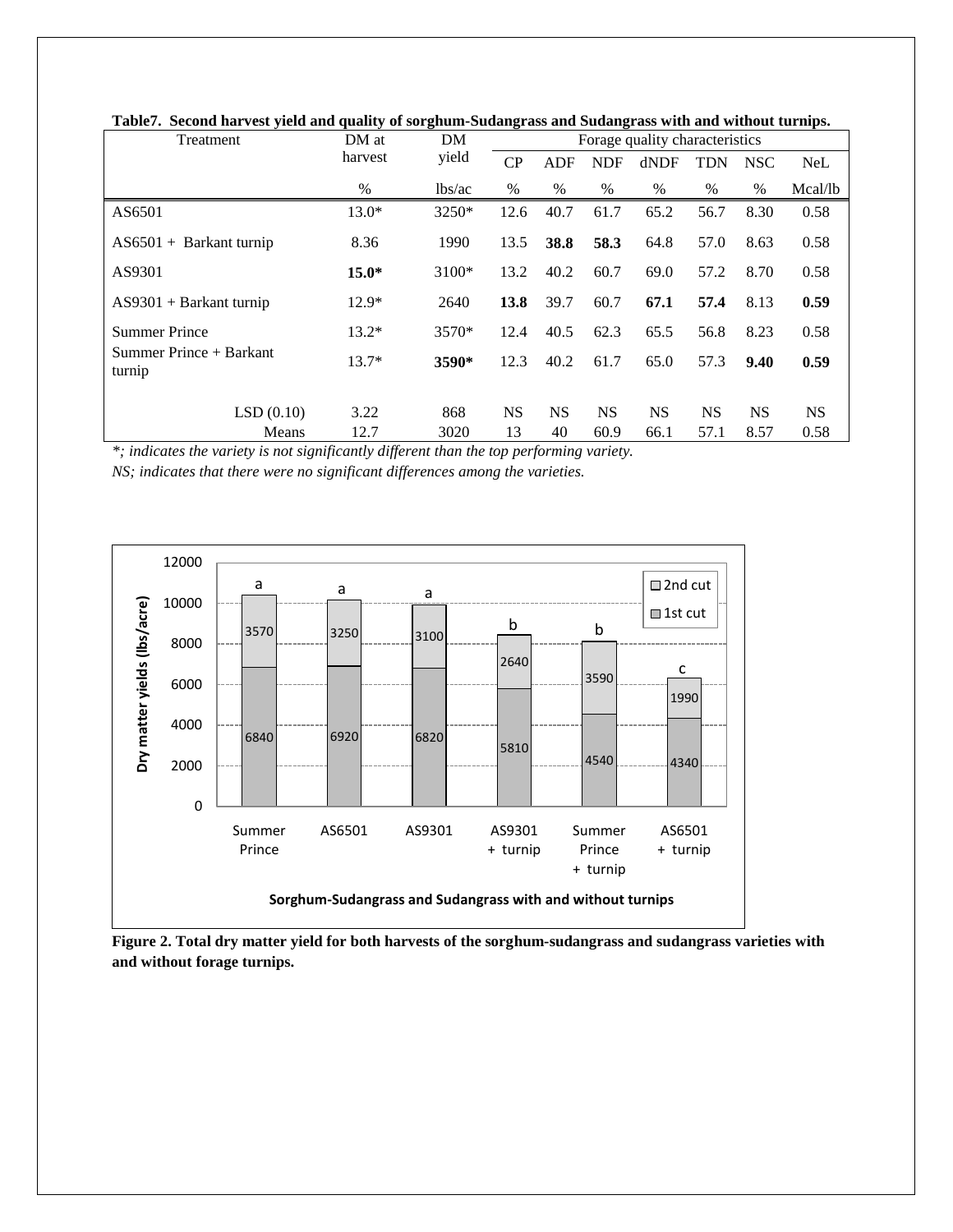**Table7. Second harvest yield and quality of sorghum-Sudangrass and Sudangrass with and without turnips.**

| Treatment | DM at harvest | DM yield | Forage quality characteristics | | | | | | |
|---|---|---|---|---|---|---|---|---|---|
| | | | CP | ADF | NDF | dNDF | TDN | NSC | NeL |
| | % | lbs/ac | % | % | % | % | % | % | Mcal/lb |
| AS6501 | 13.0* | 3250* | 12.6 | 40.7 | 61.7 | 65.2 | 56.7 | 8.30 | 0.58 |
| AS6501 + Barkant turnip | 8.36 | 1990 | 13.5 | **38.8** | **58.3** | 64.8 | 57.0 | 8.63 | 0.58 |
| AS9301 | **15.0*** | 3100* | 13.2 | 40.2 | 60.7 | 69.0 | 57.2 | 8.70 | 0.58 |
| AS9301 + Barkant turnip | 12.9* | 2640 | **13.8** | 39.7 | 60.7 | **67.1** | **57.4** | 8.13 | **0.59** |
| Summer Prince | 13.2* | 3570* | 12.4 | 40.5 | 62.3 | 65.5 | 56.8 | 8.23 | 0.58 |
| Summer Prince + Barkant turnip | 13.7* | **3590*** | 12.3 | 40.2 | 61.7 | 65.0 | 57.3 | **9.40** | **0.59** |
| LSD (0.10) | 3.22 | 868 | NS | NS | NS | NS | NS | NS | NS |
| Means | 12.7 | 3020 | 13 | 40 | 60.9 | 66.1 | 57.1 | 8.57 | 0.58 |

*\*; indicates the variety is not significantly different than the top performing variety.*

*NS; indicates that there were no significant differences among the varieties.*

**Figure 2. Total dry matter yield for both harvests of the sorghum-sudangrass and sudangrass varieties with and without forage turnips.**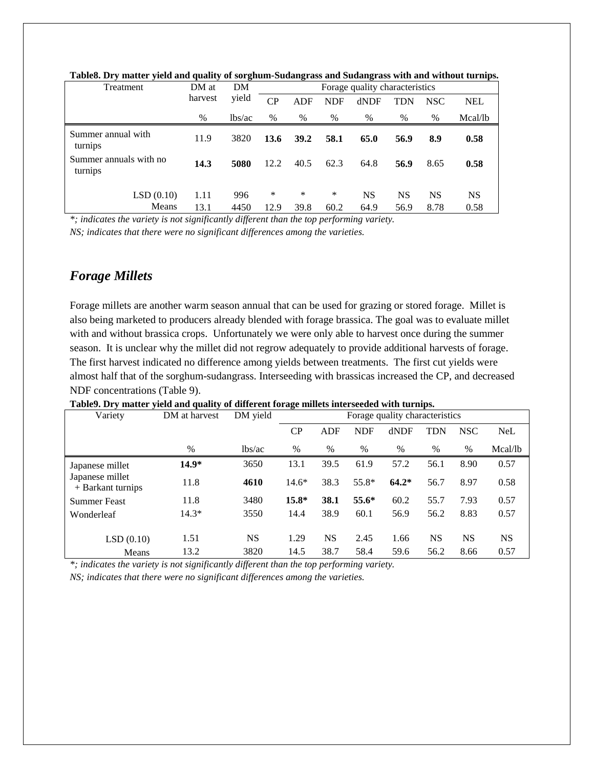**Table8. Dry matter yield and quality of sorghum-Sudangrass and Sudangrass with and without turnips.**

| Treatment | DM at harvest | DM yield | Forage quality characteristics | | | | | | |
|---|---|---|---|---|---|---|---|---|---|
| | | | CP | ADF | NDF | dNDF | TDN | NSC | NEL |
| | % | lbs/ac | % | % | % | % | % | % | Mcal/lb |
| Summer annual with turnips | 11.9 | 3820 | **13.6** | **39.2** | **58.1** | **65.0** | **56.9** | **8.9** | **0.58** |
| Summer annuals with no turnips | **14.3** | **5080** | 12.2 | 40.5 | 62.3 | 64.8 | **56.9** | 8.65 | **0.58** |
| LSD (0.10) | 1.11 | 996 | * | * | * | NS | NS | NS | NS |
| Means | 13.1 | 4450 | 12.9 | 39.8 | 60.2 | 64.9 | 56.9 | 8.78 | 0.58 |

*\*; indicates the variety is not significantly different than the top performing variety.*
*NS; indicates that there were no significant differences among the varieties.*

## *Forage Millets*

Forage millets are another warm season annual that can be used for grazing or stored forage. Millet is also being marketed to producers already blended with forage brassica. The goal was to evaluate millet with and without brassica crops. Unfortunately we were only able to harvest once during the summer season. It is unclear why the millet did not regrow adequately to provide additional harvests of forage. The first harvest indicated no difference among yields between treatments. The first cut yields were almost half that of the sorghum-sudangrass. Interseeding with brassicas increased the CP, and decreased NDF concentrations (Table 9).

**Table9. Dry matter yield and quality of different forage millets interseeded with turnips.**

| Variety | DM at harvest | DM yield | Forage quality characteristics | | | | | | |
|---|---|---|---|---|---|---|---|---|---|
| | | | CP | ADF | NDF | dNDF | TDN | NSC | NeL |
| | % | lbs/ac | % | % | % | % | % | % | Mcal/lb |
| Japanese millet | **14.9*** | 3650 | 13.1 | 39.5 | 61.9 | 57.2 | 56.1 | 8.90 | 0.57 |
| Japanese millet + Barkant turnips | 11.8 | **4610** | 14.6* | 38.3 | 55.8* | **64.2*** | 56.7 | 8.97 | 0.58 |
| Summer Feast | 11.8 | 3480 | **15.8*** | **38.1** | **55.6*** | 60.2 | 55.7 | 7.93 | 0.57 |
| Wonderleaf | 14.3* | 3550 | 14.4 | 38.9 | 60.1 | 56.9 | 56.2 | 8.83 | 0.57 |
| LSD (0.10) | 1.51 | NS | 1.29 | NS | 2.45 | 1.66 | NS | NS | NS |
| Means | 13.2 | 3820 | 14.5 | 38.7 | 58.4 | 59.6 | 56.2 | 8.66 | 0.57 |

*\*; indicates the variety is not significantly different than the top performing variety.*
*NS; indicates that there were no significant differences among the varieties.*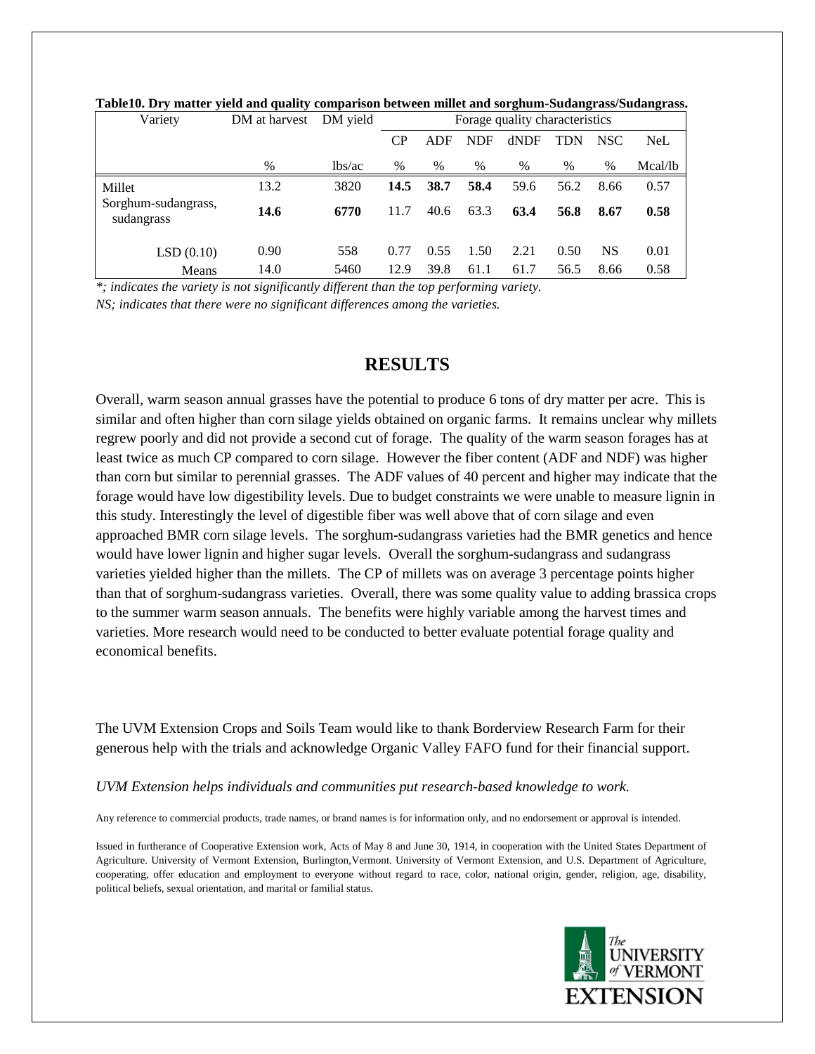**Table10. Dry matter yield and quality comparison between millet and sorghum-Sudangrass/Sudangrass.**

| Variety | DM at harvest | DM yield | Forage quality characteristics | | | | | | |
|---|---|---|---|---|---|---|---|---|---|
| | | | CP | ADF | NDF | dNDF | TDN | NSC | NeL |
| | % | lbs/ac | % | % | % | % | % | % | Mcal/lb |
| Millet | 13.2 | 3820 | **14.5** | **38.7** | **58.4** | 59.6 | 56.2 | 8.66 | 0.57 |
| Sorghum-sudangrass, sudangrass | **14.6** | **6770** | 11.7 | 40.6 | 63.3 | **63.4** | **56.8** | **8.67** | **0.58** |
| LSD (0.10) | 0.90 | 558 | 0.77 | 0.55 | 1.50 | 2.21 | 0.50 | NS | 0.01 |
| Means | 14.0 | 5460 | 12.9 | 39.8 | 61.1 | 61.7 | 56.5 | 8.66 | 0.58 |

*\*; indicates the variety is not significantly different than the top performing variety.*
*NS; indicates that there were no significant differences among the varieties.*

## RESULTS

Overall, warm season annual grasses have the potential to produce 6 tons of dry matter per acre. This is similar and often higher than corn silage yields obtained on organic farms. It remains unclear why millets regrew poorly and did not provide a second cut of forage. The quality of the warm season forages has at least twice as much CP compared to corn silage. However the fiber content (ADF and NDF) was higher than corn but similar to perennial grasses. The ADF values of 40 percent and higher may indicate that the forage would have low digestibility levels. Due to budget constraints we were unable to measure lignin in this study. Interestingly the level of digestible fiber was well above that of corn silage and even approached BMR corn silage levels. The sorghum-sudangrass varieties had the BMR genetics and hence would have lower lignin and higher sugar levels. Overall the sorghum-sudangrass and sudangrass varieties yielded higher than the millets. The CP of millets was on average 3 percentage points higher than that of sorghum-sudangrass varieties. Overall, there was some quality value to adding brassica crops to the summer warm season annuals. The benefits were highly variable among the harvest times and varieties. More research would need to be conducted to better evaluate potential forage quality and economical benefits.

The UVM Extension Crops and Soils Team would like to thank Borderview Research Farm for their generous help with the trials and acknowledge Organic Valley FAFO fund for their financial support.

*UVM Extension helps individuals and communities put research-based knowledge to work.*

Any reference to commercial products, trade names, or brand names is for information only, and no endorsement or approval is intended.

Issued in furtherance of Cooperative Extension work, Acts of May 8 and June 30, 1914, in cooperation with the United States Department of Agriculture. University of Vermont Extension, Burlington,Vermont. University of Vermont Extension, and U.S. Department of Agriculture, cooperating, offer education and employment to everyone without regard to race, color, national origin, gender, religion, age, disability, political beliefs, sexual orientation, and marital or familial status.

The UNIVERSITY of VERMONT EXTENSION